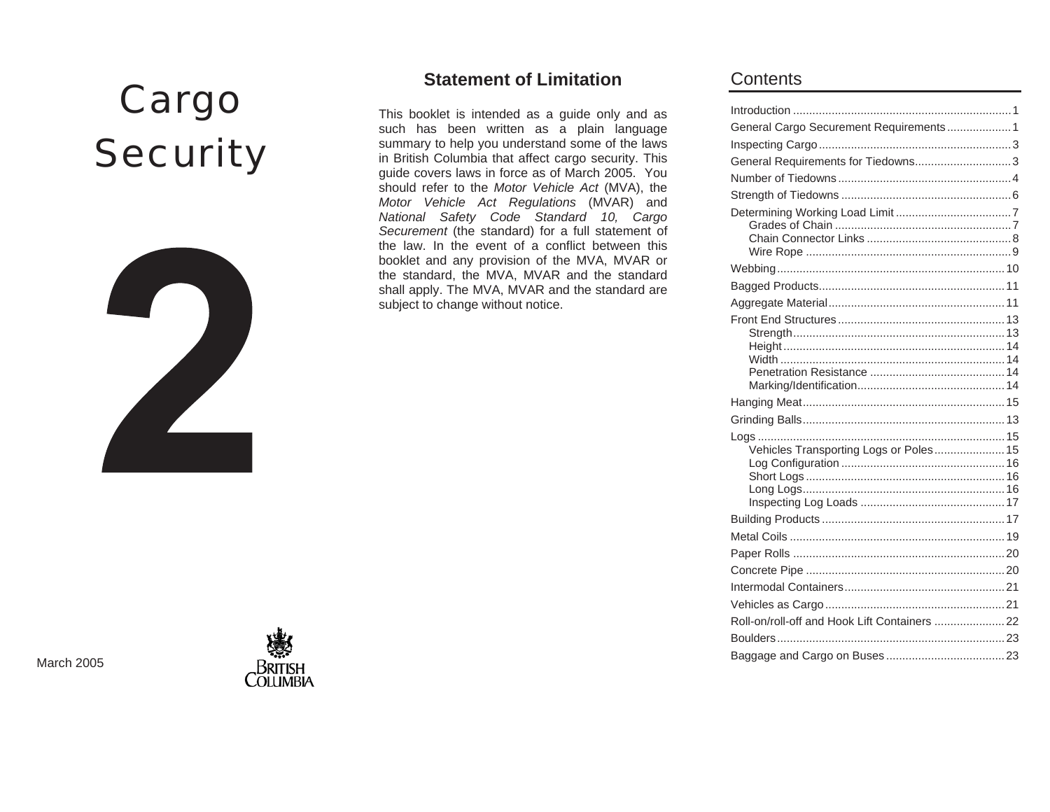# Cargo Security

2

March 2005

BRITISH COLUMBIA

## Statement of Limitation

This booklet is intended as a guide only and as such has been written as a plain language summary to help you understand some of the laws in British Columbia that affect cargo security. This guide covers laws in force as of March 2005. You should refer to the *Motor Vehicle Act* (MVA), the *Motor Vehicle Act Regulations* (MVAR) and *National Safety Code Standard 10, Cargo Securement* (the standard) for a full statement of the law. In the event of a conflict between this booklet and any provision of the MVA, MVAR or the standard, the MVA, MVAR and the standard shall apply. The MVA, MVAR and the standard are subject to change without notice.

## Contents

- Introduction ... 1
- General Cargo Securement Requirements ... 1
- Inspecting Cargo ... 3
- General Requirements for Tiedowns ... 3
- Number of Tiedowns ... 4
- Strength of Tiedowns ... 6
- Determining Working Load Limit ... 7
  - Grades of Chain ... 7
  - Chain Connector Links ... 8
  - Wire Rope ... 9
- Webbing ... 10
- Bagged Products ... 11
- Aggregate Material ... 11
- Front End Structures ... 13
  - Strength ... 13
  - Height ... 14
  - Width ... 14
  - Penetration Resistance ... 14
  - Marking/Identification ... 14
- Hanging Meat ... 15
- Grinding Balls ... 13
- Logs ... 15
  - Vehicles Transporting Logs or Poles ... 15
  - Log Configuration ... 16
  - Short Logs ... 16
  - Long Logs ... 16
  - Inspecting Log Loads ... 17
- Building Products ... 17
- Metal Coils ... 19
- Paper Rolls ... 20
- Concrete Pipe ... 20
- Intermodal Containers ... 21
- Vehicles as Cargo ... 21
- Roll-on/roll-off and Hook Lift Containers ... 22
- Boulders ... 23
- Baggage and Cargo on Buses ... 23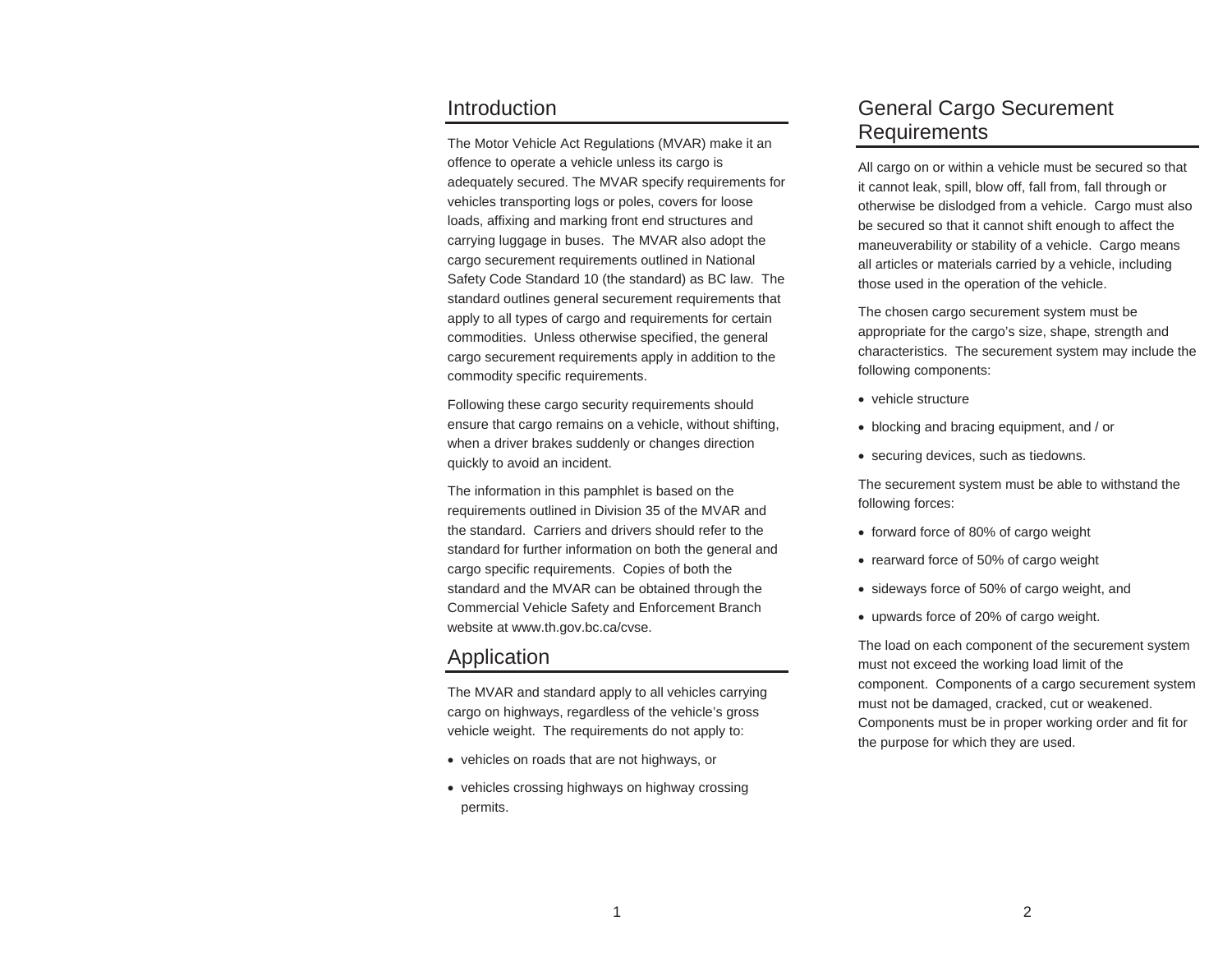## Introduction

The Motor Vehicle Act Regulations (MVAR) make it an offence to operate a vehicle unless its cargo is adequately secured. The MVAR specify requirements for vehicles transporting logs or poles, covers for loose loads, affixing and marking front end structures and carrying luggage in buses. The MVAR also adopt the cargo securement requirements outlined in National Safety Code Standard 10 (the standard) as BC law. The standard outlines general securement requirements that apply to all types of cargo and requirements for certain commodities. Unless otherwise specified, the general cargo securement requirements apply in addition to the commodity specific requirements.

Following these cargo security requirements should ensure that cargo remains on a vehicle, without shifting, when a driver brakes suddenly or changes direction quickly to avoid an incident.

The information in this pamphlet is based on the requirements outlined in Division 35 of the MVAR and the standard. Carriers and drivers should refer to the standard for further information on both the general and cargo specific requirements. Copies of both the standard and the MVAR can be obtained through the Commercial Vehicle Safety and Enforcement Branch website at www.th.gov.bc.ca/cvse.

## Application

The MVAR and standard apply to all vehicles carrying cargo on highways, regardless of the vehicle's gross vehicle weight. The requirements do not apply to:

- vehicles on roads that are not highways, or
- vehicles crossing highways on highway crossing permits.

## General Cargo Securement Requirements

All cargo on or within a vehicle must be secured so that it cannot leak, spill, blow off, fall from, fall through or otherwise be dislodged from a vehicle. Cargo must also be secured so that it cannot shift enough to affect the maneuverability or stability of a vehicle. Cargo means all articles or materials carried by a vehicle, including those used in the operation of the vehicle.

The chosen cargo securement system must be appropriate for the cargo's size, shape, strength and characteristics. The securement system may include the following components:

- vehicle structure
- blocking and bracing equipment, and / or
- securing devices, such as tiedowns.

The securement system must be able to withstand the following forces:

- forward force of 80% of cargo weight
- rearward force of 50% of cargo weight
- sideways force of 50% of cargo weight, and
- upwards force of 20% of cargo weight.

The load on each component of the securement system must not exceed the working load limit of the component. Components of a cargo securement system must not be damaged, cracked, cut or weakened. Components must be in proper working order and fit for the purpose for which they are used.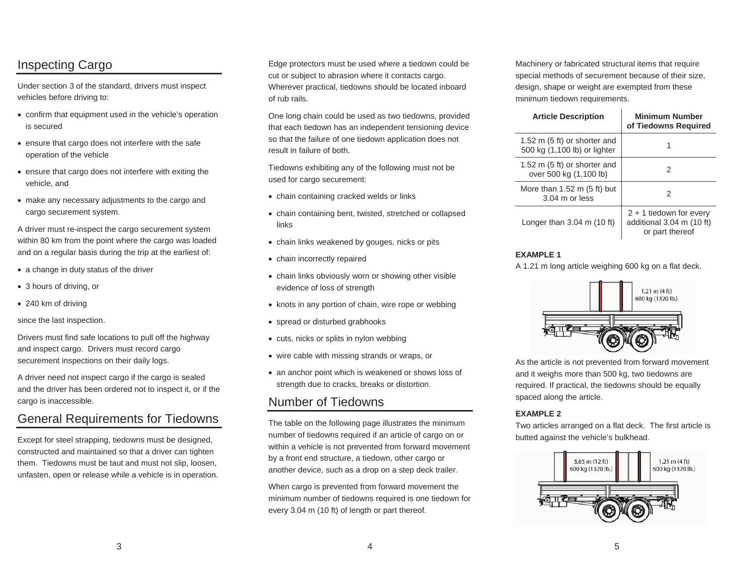## Inspecting Cargo

Under section 3 of the standard, drivers must inspect vehicles before driving to:

- confirm that equipment used in the vehicle's operation is secured
- ensure that cargo does not interfere with the safe operation of the vehicle
- ensure that cargo does not interfere with exiting the vehicle, and
- make any necessary adjustments to the cargo and cargo securement system.

A driver must re-inspect the cargo securement system within 80 km from the point where the cargo was loaded and on a regular basis during the trip at the earliest of:

- a change in duty status of the driver
- 3 hours of driving, or
- 240 km of driving

since the last inspection.

Drivers must find safe locations to pull off the highway and inspect cargo. Drivers must record cargo securement inspections on their daily logs.

A driver need not inspect cargo if the cargo is sealed and the driver has been ordered not to inspect it, or if the cargo is inaccessible.

## General Requirements for Tiedowns

Except for steel strapping, tiedowns must be designed, constructed and maintained so that a driver can tighten them. Tiedowns must be taut and must not slip, loosen, unfasten, open or release while a vehicle is in operation.

Edge protectors must be used where a tiedown could be cut or subject to abrasion where it contacts cargo. Wherever practical, tiedowns should be located inboard of rub rails.

One long chain could be used as two tiedowns, provided that each tiedown has an independent tensioning device so that the failure of one tiedown application does not result in failure of both.

Tiedowns exhibiting any of the following must not be used for cargo securement:

- chain containing cracked welds or links
- chain containing bent, twisted, stretched or collapsed links
- chain links weakened by gouges, nicks or pits
- chain incorrectly repaired
- chain links obviously worn or showing other visible evidence of loss of strength
- knots in any portion of chain, wire rope or webbing
- spread or disturbed grabhooks
- cuts, nicks or splits in nylon webbing
- wire cable with missing strands or wraps, or
- an anchor point which is weakened or shows loss of strength due to cracks, breaks or distortion.

## Number of Tiedowns

The table on the following page illustrates the minimum number of tiedowns required if an article of cargo on or within a vehicle is not prevented from forward movement by a front end structure, a tiedown, other cargo or another device, such as a drop on a step deck trailer.

When cargo is prevented from forward movement the minimum number of tiedowns required is one tiedown for every 3.04 m (10 ft) of length or part thereof.

Machinery or fabricated structural items that require special methods of securement because of their size, design, shape or weight are exempted from these minimum tiedown requirements.

| Article Description | Minimum Number of Tiedowns Required |
|---|---|
| 1.52 m (5 ft) or shorter and 500 kg (1,100 lb) or lighter | 1 |
| 1.52 m (5 ft) or shorter and over 500 kg (1,100 lb) | 2 |
| More than 1.52 m (5 ft) but 3.04 m or less | 2 |
| Longer than 3.04 m (10 ft) | 2 + 1 tiedown for every additional 3.04 m (10 ft) or part thereof |

**EXAMPLE 1**

A 1.21 m long article weighing 600 kg on a flat deck.

1.21 m (4 ft)
600 kg (1320 lb.)

As the article is not prevented from forward movement and it weighs more than 500 kg, two tiedowns are required. If practical, the tiedowns should be equally spaced along the article.

**EXAMPLE 2**

Two articles arranged on a flat deck. The first article is butted against the vehicle's bulkhead.

3.65 m (12 ft)
600 kg (1320 lb.)

1.21 m (4 ft)
600 kg (1320 lb.)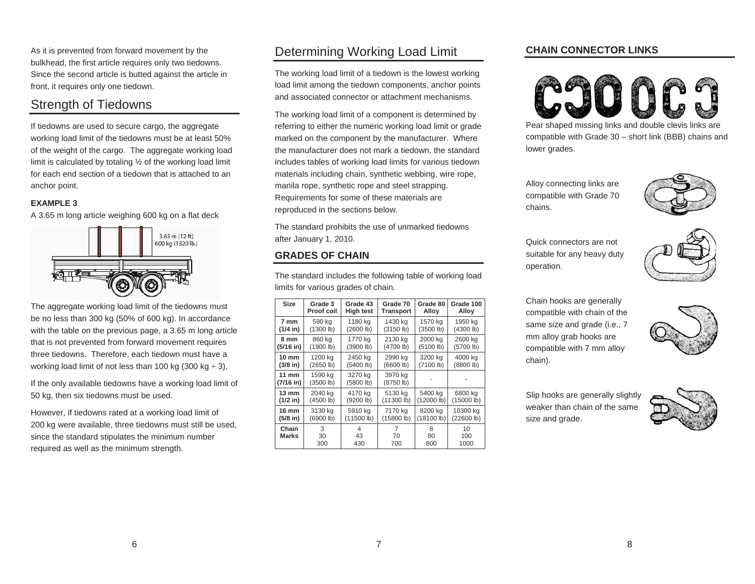As it is prevented from forward movement by the bulkhead, the first article requires only two tiedowns. Since the second article is butted against the article in front, it requires only one tiedown.

## Strength of Tiedowns

If tiedowns are used to secure cargo, the aggregate working load limit of the tiedowns must be at least 50% of the weight of the cargo. The aggregate working load limit is calculated by totaling ½ of the working load limit for each end section of a tiedown that is attached to an anchor point.

**EXAMPLE 3**

A 3.65 m long article weighing 600 kg on a flat deck

3.65 m (12 ft)
600 kg (1320 lb.)

The aggregate working load limit of the tiedowns must be no less than 300 kg (50% of 600 kg). In accordance with the table on the previous page, a 3.65 m long article that is not prevented from forward movement requires three tiedowns. Therefore, each tiedown must have a working load limit of not less than 100 kg (300 kg ÷ 3).

If the only available tiedowns have a working load limit of 50 kg, then six tiedowns must be used.

However, if tiedowns rated at a working load limit of 200 kg were available, three tiedowns must still be used, since the standard stipulates the minimum number required as well as the minimum strength.

## Determining Working Load Limit

The working load limit of a tiedown is the lowest working load limit among the tiedown components, anchor points and associated connector or attachment mechanisms.

The working load limit of a component is determined by referring to either the numeric working load limit or grade marked on the component by the manufacturer. Where the manufacturer does not mark a tiedown, the standard includes tables of working load limits for various tiedown materials including chain, synthetic webbing, wire rope, manila rope, synthetic rope and steel strapping. Requirements for some of these materials are reproduced in the sections below.

The standard prohibits the use of unmarked tiedowns after January 1, 2010.

### GRADES OF CHAIN

The standard includes the following table of working load limits for various grades of chain.

| Size | Grade 3 Proof coil | Grade 43 High test | Grade 70 Transport | Grade 80 Alloy | Grade 100 Alloy |
|---|---|---|---|---|---|
| **7 mm (1/4 in)** | 590 kg (1300 lb) | 1180 kg (2600 lb) | 1430 kg (3150 lb) | 1570 kg (3500 lb) | 1950 kg (4300 lb) |
| **8 mm (5/16 in)** | 860 kg (1900 lb) | 1770 kg (3900 lb) | 2130 kg (4700 lb) | 2000 kg (5100 lb) | 2600 kg (5700 lb) |
| **10 mm (3/8 in)** | 1200 kg (2650 lb) | 2450 kg (5400 lb) | 2990 kg (6600 lb) | 3200 kg (7100 lb) | 4000 kg (8800 lb) |
| **11 mm (7/16 in)** | 1590 kg (3500 lb) | 3270 kg (5800 lb) | 3970 kg (8750 lb) | - | - |
| **13 mm (1/2 in)** | 2040 kg (4500 lb) | 4170 kg (9200 lb) | 5130 kg (11300 lb) | 5400 kg (12000 lb) | 6800 kg (15000 lb) |
| **16 mm (5/8 in)** | 3130 kg (6900 lb) | 5910 kg (11500 lb) | 7170 kg (15800 lb) | 8200 kg (18100 lb) | 10300 kg (22600 lb) |
| **Chain Marks** | 3 30 300 | 4 43 430 | 7 70 700 | 8 80 800 | 10 100 1000 |

### CHAIN CONNECTOR LINKS

Pear shaped missing links and double clevis links are compatible with Grade 30 – short link (BBB) chains and lower grades.

Alloy connecting links are compatible with Grade 70 chains.

Quick connectors are not suitable for any heavy duty operation.

Chain hooks are generally compatible with chain of the same size and grade (i.e., 7 mm alloy grab hooks are compatible with 7 mm alloy chain).

Slip hooks are generally slightly weaker than chain of the same size and grade.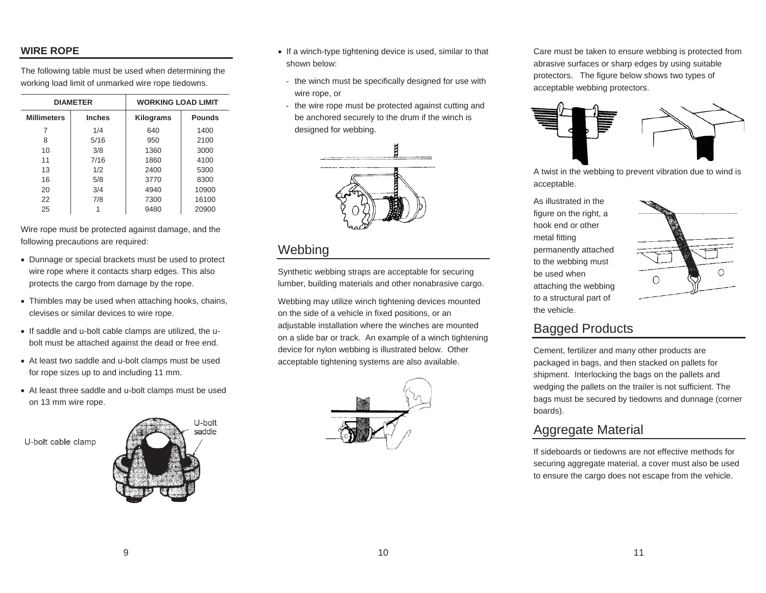## WIRE ROPE

The following table must be used when determining the working load limit of unmarked wire rope tiedowns.

| DIAMETER | | WORKING LOAD LIMIT | |
|---|---|---|---|
| Millimeters | Inches | Kilograms | Pounds |
| 7 | 1/4 | 640 | 1400 |
| 8 | 5/16 | 950 | 2100 |
| 10 | 3/8 | 1360 | 3000 |
| 11 | 7/16 | 1860 | 4100 |
| 13 | 1/2 | 2400 | 5300 |
| 16 | 5/8 | 3770 | 8300 |
| 20 | 3/4 | 4940 | 10900 |
| 22 | 7/8 | 7300 | 16100 |
| 25 | 1 | 9480 | 20900 |

Wire rope must be protected against damage, and the following precautions are required:

- Dunnage or special brackets must be used to protect wire rope where it contacts sharp edges. This also protects the cargo from damage by the rope.
- Thimbles may be used when attaching hooks, chains, clevises or similar devices to wire rope.
- If saddle and u-bolt cable clamps are utilized, the u-bolt must be attached against the dead or free end.
- At least two saddle and u-bolt clamps must be used for rope sizes up to and including 11 mm.
- At least three saddle and u-bolt clamps must be used on 13 mm wire rope.

U-bolt cable clamp

U-bolt saddle

- If a winch-type tightening device is used, similar to that shown below:
  - the winch must be specifically designed for use with wire rope, or
  - the wire rope must be protected against cutting and be anchored securely to the drum if the winch is designed for webbing.

## Webbing

Synthetic webbing straps are acceptable for securing lumber, building materials and other nonabrasive cargo.

Webbing may utilize winch tightening devices mounted on the side of a vehicle in fixed positions, or an adjustable installation where the winches are mounted on a slide bar or track. An example of a winch tightening device for nylon webbing is illustrated below. Other acceptable tightening systems are also available.

Care must be taken to ensure webbing is protected from abrasive surfaces or sharp edges by using suitable protectors. The figure below shows two types of acceptable webbing protectors.

A twist in the webbing to prevent vibration due to wind is acceptable.

As illustrated in the figure on the right, a hook end or other metal fitting permanently attached to the webbing must be used when attaching the webbing to a structural part of the vehicle.

## Bagged Products

Cement, fertilizer and many other products are packaged in bags, and then stacked on pallets for shipment. Interlocking the bags on the pallets and wedging the pallets on the trailer is not sufficient. The bags must be secured by tiedowns and dunnage (corner boards).

## Aggregate Material

If sideboards or tiedowns are not effective methods for securing aggregate material, a cover must also be used to ensure the cargo does not escape from the vehicle.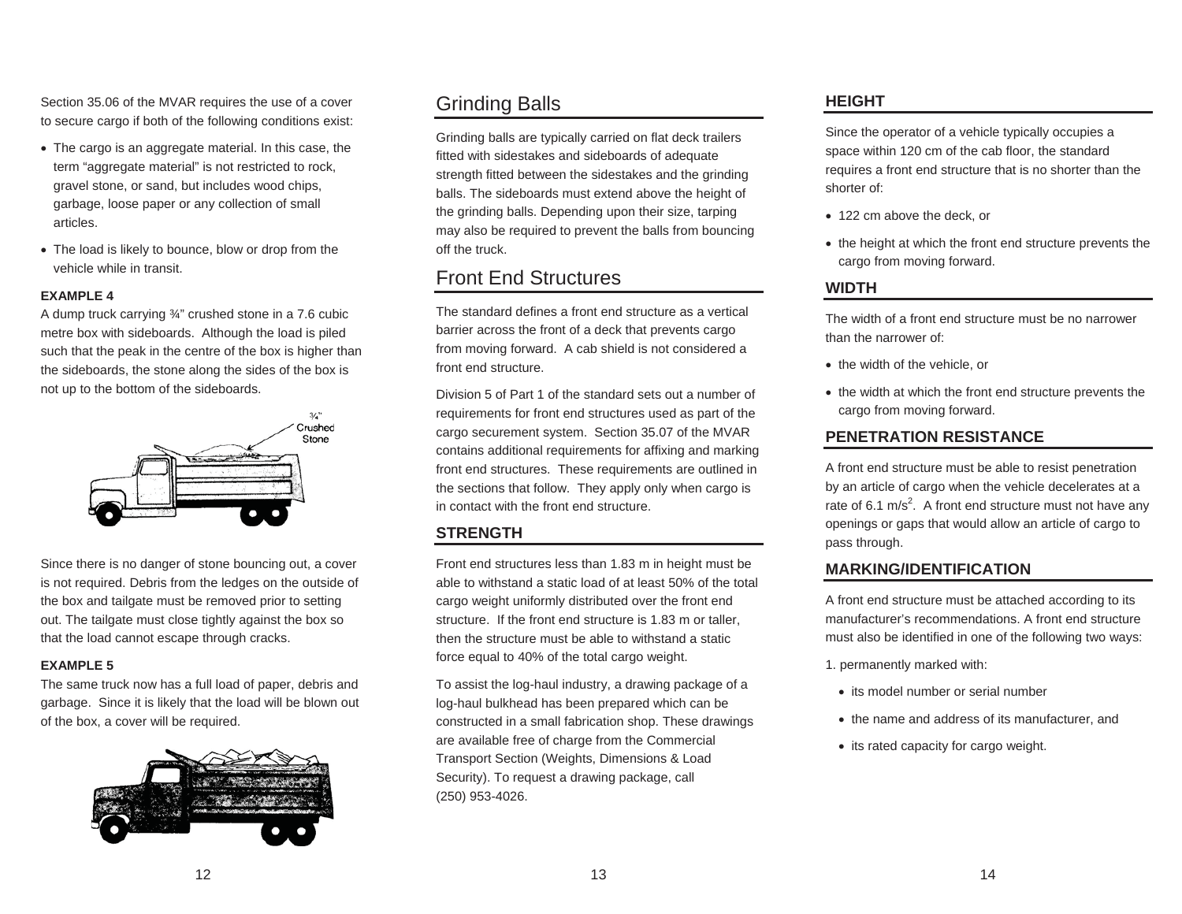Section 35.06 of the MVAR requires the use of a cover to secure cargo if both of the following conditions exist:

- The cargo is an aggregate material. In this case, the term "aggregate material" is not restricted to rock, gravel stone, or sand, but includes wood chips, garbage, loose paper or any collection of small articles.
- The load is likely to bounce, blow or drop from the vehicle while in transit.

**EXAMPLE 4**

A dump truck carrying ¾" crushed stone in a 7.6 cubic metre box with sideboards. Although the load is piled such that the peak in the centre of the box is higher than the sideboards, the stone along the sides of the box is not up to the bottom of the sideboards.

Since there is no danger of stone bouncing out, a cover is not required. Debris from the ledges on the outside of the box and tailgate must be removed prior to setting out. The tailgate must close tightly against the box so that the load cannot escape through cracks.

**EXAMPLE 5**

The same truck now has a full load of paper, debris and garbage. Since it is likely that the load will be blown out of the box, a cover will be required.

## Grinding Balls

Grinding balls are typically carried on flat deck trailers fitted with sidestakes and sideboards of adequate strength fitted between the sidestakes and the grinding balls. The sideboards must extend above the height of the grinding balls. Depending upon their size, tarping may also be required to prevent the balls from bouncing off the truck.

## Front End Structures

The standard defines a front end structure as a vertical barrier across the front of a deck that prevents cargo from moving forward. A cab shield is not considered a front end structure.

Division 5 of Part 1 of the standard sets out a number of requirements for front end structures used as part of the cargo securement system. Section 35.07 of the MVAR contains additional requirements for affixing and marking front end structures. These requirements are outlined in the sections that follow. They apply only when cargo is in contact with the front end structure.

### STRENGTH

Front end structures less than 1.83 m in height must be able to withstand a static load of at least 50% of the total cargo weight uniformly distributed over the front end structure. If the front end structure is 1.83 m or taller, then the structure must be able to withstand a static force equal to 40% of the total cargo weight.

To assist the log-haul industry, a drawing package of a log-haul bulkhead has been prepared which can be constructed in a small fabrication shop. These drawings are available free of charge from the Commercial Transport Section (Weights, Dimensions & Load Security). To request a drawing package, call (250) 953-4026.

### HEIGHT

Since the operator of a vehicle typically occupies a space within 120 cm of the cab floor, the standard requires a front end structure that is no shorter than the shorter of:

- 122 cm above the deck, or
- the height at which the front end structure prevents the cargo from moving forward.

### WIDTH

The width of a front end structure must be no narrower than the narrower of:

- the width of the vehicle, or
- the width at which the front end structure prevents the cargo from moving forward.

### PENETRATION RESISTANCE

A front end structure must be able to resist penetration by an article of cargo when the vehicle decelerates at a rate of 6.1 $m/s^2$. A front end structure must not have any openings or gaps that would allow an article of cargo to pass through.

### MARKING/IDENTIFICATION

A front end structure must be attached according to its manufacturer's recommendations. A front end structure must also be identified in one of the following two ways:

1. permanently marked with:
   - its model number or serial number
   - the name and address of its manufacturer, and
   - its rated capacity for cargo weight.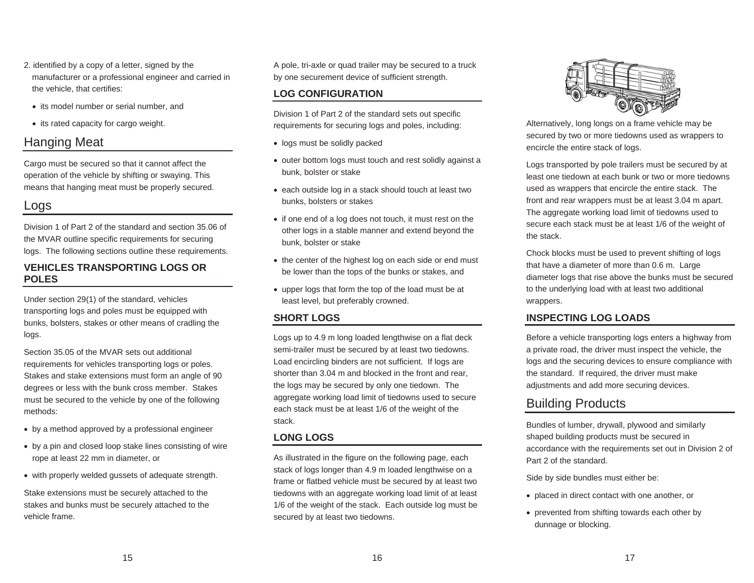2. identified by a copy of a letter, signed by the manufacturer or a professional engineer and carried in the vehicle, that certifies:

- its model number or serial number, and
- its rated capacity for cargo weight.

# Hanging Meat

Cargo must be secured so that it cannot affect the operation of the vehicle by shifting or swaying. This means that hanging meat must be properly secured.

# Logs

Division 1 of Part 2 of the standard and section 35.06 of the MVAR outline specific requirements for securing logs. The following sections outline these requirements.

## VEHICLES TRANSPORTING LOGS OR POLES

Under section 29(1) of the standard, vehicles transporting logs and poles must be equipped with bunks, bolsters, stakes or other means of cradling the logs.

Section 35.05 of the MVAR sets out additional requirements for vehicles transporting logs or poles. Stakes and stake extensions must form an angle of 90 degrees or less with the bunk cross member. Stakes must be secured to the vehicle by one of the following methods:

- by a method approved by a professional engineer
- by a pin and closed loop stake lines consisting of wire rope at least 22 mm in diameter, or
- with properly welded gussets of adequate strength.

Stake extensions must be securely attached to the stakes and bunks must be securely attached to the vehicle frame.

A pole, tri-axle or quad trailer may be secured to a truck by one securement device of sufficient strength.

## LOG CONFIGURATION

Division 1 of Part 2 of the standard sets out specific requirements for securing logs and poles, including:

- logs must be solidly packed
- outer bottom logs must touch and rest solidly against a bunk, bolster or stake
- each outside log in a stack should touch at least two bunks, bolsters or stakes
- if one end of a log does not touch, it must rest on the other logs in a stable manner and extend beyond the bunk, bolster or stake
- the center of the highest log on each side or end must be lower than the tops of the bunks or stakes, and
- upper logs that form the top of the load must be at least level, but preferably crowned.

## SHORT LOGS

Logs up to 4.9 m long loaded lengthwise on a flat deck semi-trailer must be secured by at least two tiedowns. Load encircling binders are not sufficient. If logs are shorter than 3.04 m and blocked in the front and rear, the logs may be secured by only one tiedown. The aggregate working load limit of tiedowns used to secure each stack must be at least 1/6 of the weight of the stack.

## LONG LOGS

As illustrated in the figure on the following page, each stack of logs longer than 4.9 m loaded lengthwise on a frame or flatbed vehicle must be secured by at least two tiedowns with an aggregate working load limit of at least 1/6 of the weight of the stack. Each outside log must be secured by at least two tiedowns.

Alternatively, long longs on a frame vehicle may be secured by two or more tiedowns used as wrappers to encircle the entire stack of logs.

Logs transported by pole trailers must be secured by at least one tiedown at each bunk or two or more tiedowns used as wrappers that encircle the entire stack. The front and rear wrappers must be at least 3.04 m apart. The aggregate working load limit of tiedowns used to secure each stack must be at least 1/6 of the weight of the stack.

Chock blocks must be used to prevent shifting of logs that have a diameter of more than 0.6 m. Large diameter logs that rise above the bunks must be secured to the underlying load with at least two additional wrappers.

## INSPECTING LOG LOADS

Before a vehicle transporting logs enters a highway from a private road, the driver must inspect the vehicle, the logs and the securing devices to ensure compliance with the standard. If required, the driver must make adjustments and add more securing devices.

# Building Products

Bundles of lumber, drywall, plywood and similarly shaped building products must be secured in accordance with the requirements set out in Division 2 of Part 2 of the standard.

Side by side bundles must either be:

- placed in direct contact with one another, or
- prevented from shifting towards each other by dunnage or blocking.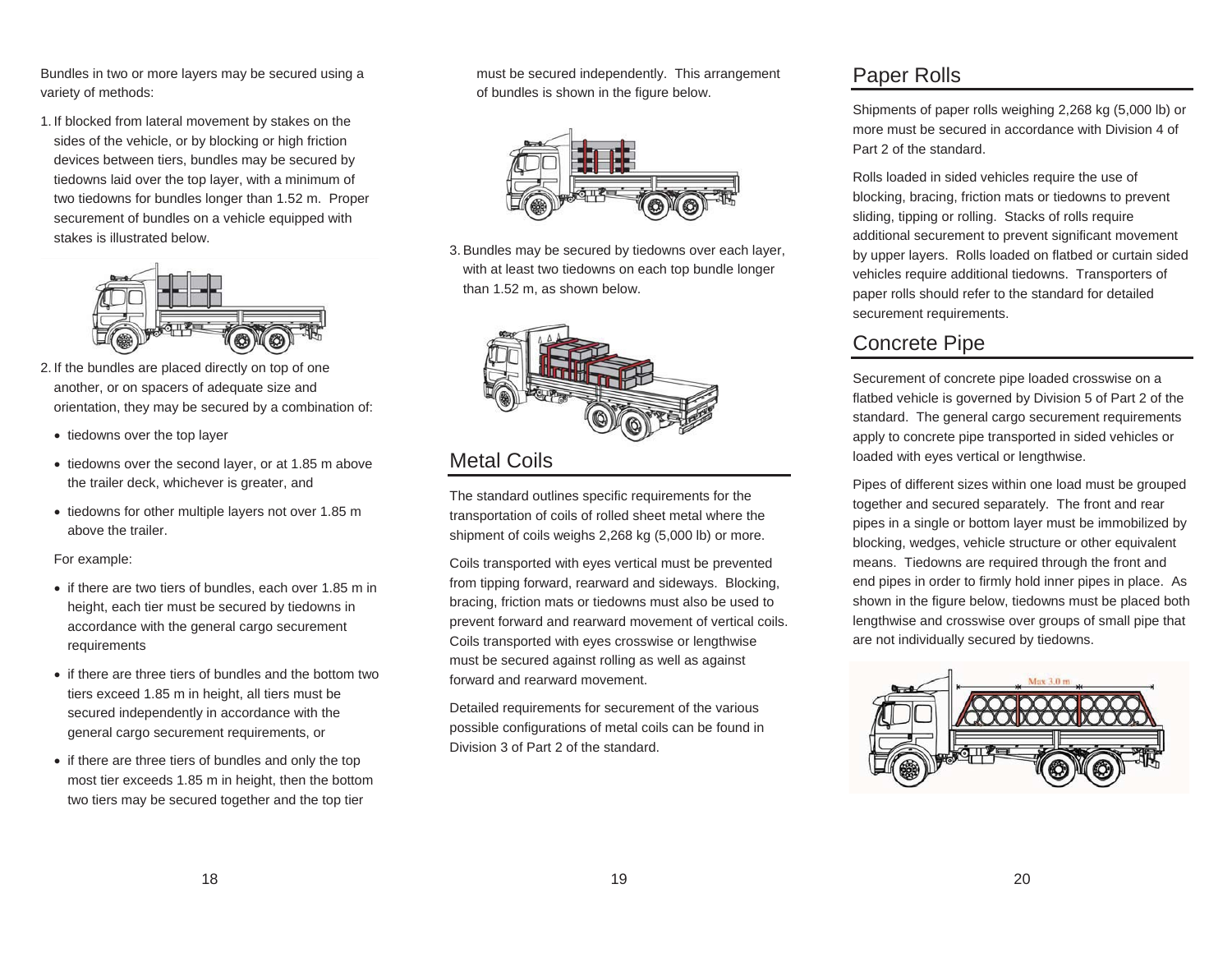Bundles in two or more layers may be secured using a variety of methods:

1. If blocked from lateral movement by stakes on the sides of the vehicle, or by blocking or high friction devices between tiers, bundles may be secured by tiedowns laid over the top layer, with a minimum of two tiedowns for bundles longer than 1.52 m. Proper securement of bundles on a vehicle equipped with stakes is illustrated below.

2. If the bundles are placed directly on top of one another, or on spacers of adequate size and orientation, they may be secured by a combination of:

   - tiedowns over the top layer
   - tiedowns over the second layer, or at 1.85 m above the trailer deck, whichever is greater, and
   - tiedowns for other multiple layers not over 1.85 m above the trailer.

   For example:

   - if there are two tiers of bundles, each over 1.85 m in height, each tier must be secured by tiedowns in accordance with the general cargo securement requirements
   - if there are three tiers of bundles and the bottom two tiers exceed 1.85 m in height, all tiers must be secured independently in accordance with the general cargo securement requirements, or
   - if there are three tiers of bundles and only the top most tier exceeds 1.85 m in height, then the bottom two tiers may be secured together and the top tier must be secured independently. This arrangement of bundles is shown in the figure below.

3. Bundles may be secured by tiedowns over each layer, with at least two tiedowns on each top bundle longer than 1.52 m, as shown below.

## Metal Coils

The standard outlines specific requirements for the transportation of coils of rolled sheet metal where the shipment of coils weighs 2,268 kg (5,000 lb) or more.

Coils transported with eyes vertical must be prevented from tipping forward, rearward and sideways. Blocking, bracing, friction mats or tiedowns must also be used to prevent forward and rearward movement of vertical coils. Coils transported with eyes crosswise or lengthwise must be secured against rolling as well as against forward and rearward movement.

Detailed requirements for securement of the various possible configurations of metal coils can be found in Division 3 of Part 2 of the standard.

## Paper Rolls

Shipments of paper rolls weighing 2,268 kg (5,000 lb) or more must be secured in accordance with Division 4 of Part 2 of the standard.

Rolls loaded in sided vehicles require the use of blocking, bracing, friction mats or tiedowns to prevent sliding, tipping or rolling. Stacks of rolls require additional securement to prevent significant movement by upper layers. Rolls loaded on flatbed or curtain sided vehicles require additional tiedowns. Transporters of paper rolls should refer to the standard for detailed securement requirements.

## Concrete Pipe

Securement of concrete pipe loaded crosswise on a flatbed vehicle is governed by Division 5 of Part 2 of the standard. The general cargo securement requirements apply to concrete pipe transported in sided vehicles or loaded with eyes vertical or lengthwise.

Pipes of different sizes within one load must be grouped together and secured separately. The front and rear pipes in a single or bottom layer must be immobilized by blocking, wedges, vehicle structure or other equivalent means. Tiedowns are required through the front and end pipes in order to firmly hold inner pipes in place. As shown in the figure below, tiedowns must be placed both lengthwise and crosswise over groups of small pipe that are not individually secured by tiedowns.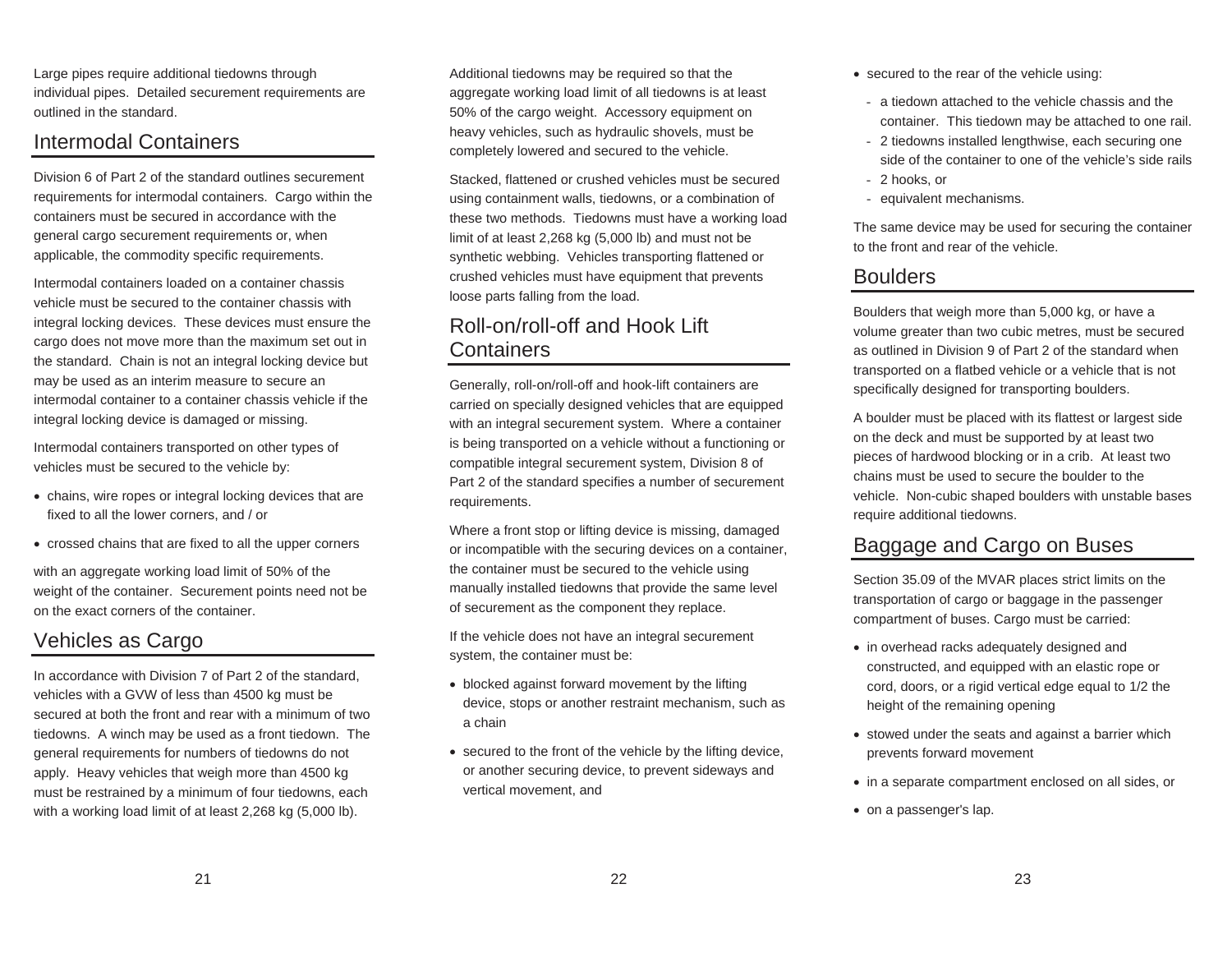Large pipes require additional tiedowns through individual pipes. Detailed securement requirements are outlined in the standard.

## Intermodal Containers

Division 6 of Part 2 of the standard outlines securement requirements for intermodal containers. Cargo within the containers must be secured in accordance with the general cargo securement requirements or, when applicable, the commodity specific requirements.

Intermodal containers loaded on a container chassis vehicle must be secured to the container chassis with integral locking devices. These devices must ensure the cargo does not move more than the maximum set out in the standard. Chain is not an integral locking device but may be used as an interim measure to secure an intermodal container to a container chassis vehicle if the integral locking device is damaged or missing.

Intermodal containers transported on other types of vehicles must be secured to the vehicle by:

- chains, wire ropes or integral locking devices that are fixed to all the lower corners, and / or
- crossed chains that are fixed to all the upper corners

with an aggregate working load limit of 50% of the weight of the container. Securement points need not be on the exact corners of the container.

## Vehicles as Cargo

In accordance with Division 7 of Part 2 of the standard, vehicles with a GVW of less than 4500 kg must be secured at both the front and rear with a minimum of two tiedowns. A winch may be used as a front tiedown. The general requirements for numbers of tiedowns do not apply. Heavy vehicles that weigh more than 4500 kg must be restrained by a minimum of four tiedowns, each with a working load limit of at least 2,268 kg (5,000 lb).

Additional tiedowns may be required so that the aggregate working load limit of all tiedowns is at least 50% of the cargo weight. Accessory equipment on heavy vehicles, such as hydraulic shovels, must be completely lowered and secured to the vehicle.

Stacked, flattened or crushed vehicles must be secured using containment walls, tiedowns, or a combination of these two methods. Tiedowns must have a working load limit of at least 2,268 kg (5,000 lb) and must not be synthetic webbing. Vehicles transporting flattened or crushed vehicles must have equipment that prevents loose parts falling from the load.

## Roll-on/roll-off and Hook Lift Containers

Generally, roll-on/roll-off and hook-lift containers are carried on specially designed vehicles that are equipped with an integral securement system. Where a container is being transported on a vehicle without a functioning or compatible integral securement system, Division 8 of Part 2 of the standard specifies a number of securement requirements.

Where a front stop or lifting device is missing, damaged or incompatible with the securing devices on a container, the container must be secured to the vehicle using manually installed tiedowns that provide the same level of securement as the component they replace.

If the vehicle does not have an integral securement system, the container must be:

- blocked against forward movement by the lifting device, stops or another restraint mechanism, such as a chain
- secured to the front of the vehicle by the lifting device, or another securing device, to prevent sideways and vertical movement, and
- secured to the rear of the vehicle using:
  - a tiedown attached to the vehicle chassis and the container. This tiedown may be attached to one rail.
  - 2 tiedowns installed lengthwise, each securing one side of the container to one of the vehicle's side rails
  - 2 hooks, or
  - equivalent mechanisms.

The same device may be used for securing the container to the front and rear of the vehicle.

## Boulders

Boulders that weigh more than 5,000 kg, or have a volume greater than two cubic metres, must be secured as outlined in Division 9 of Part 2 of the standard when transported on a flatbed vehicle or a vehicle that is not specifically designed for transporting boulders.

A boulder must be placed with its flattest or largest side on the deck and must be supported by at least two pieces of hardwood blocking or in a crib. At least two chains must be used to secure the boulder to the vehicle. Non-cubic shaped boulders with unstable bases require additional tiedowns.

## Baggage and Cargo on Buses

Section 35.09 of the MVAR places strict limits on the transportation of cargo or baggage in the passenger compartment of buses. Cargo must be carried:

- in overhead racks adequately designed and constructed, and equipped with an elastic rope or cord, doors, or a rigid vertical edge equal to 1/2 the height of the remaining opening
- stowed under the seats and against a barrier which prevents forward movement
- in a separate compartment enclosed on all sides, or
- on a passenger's lap.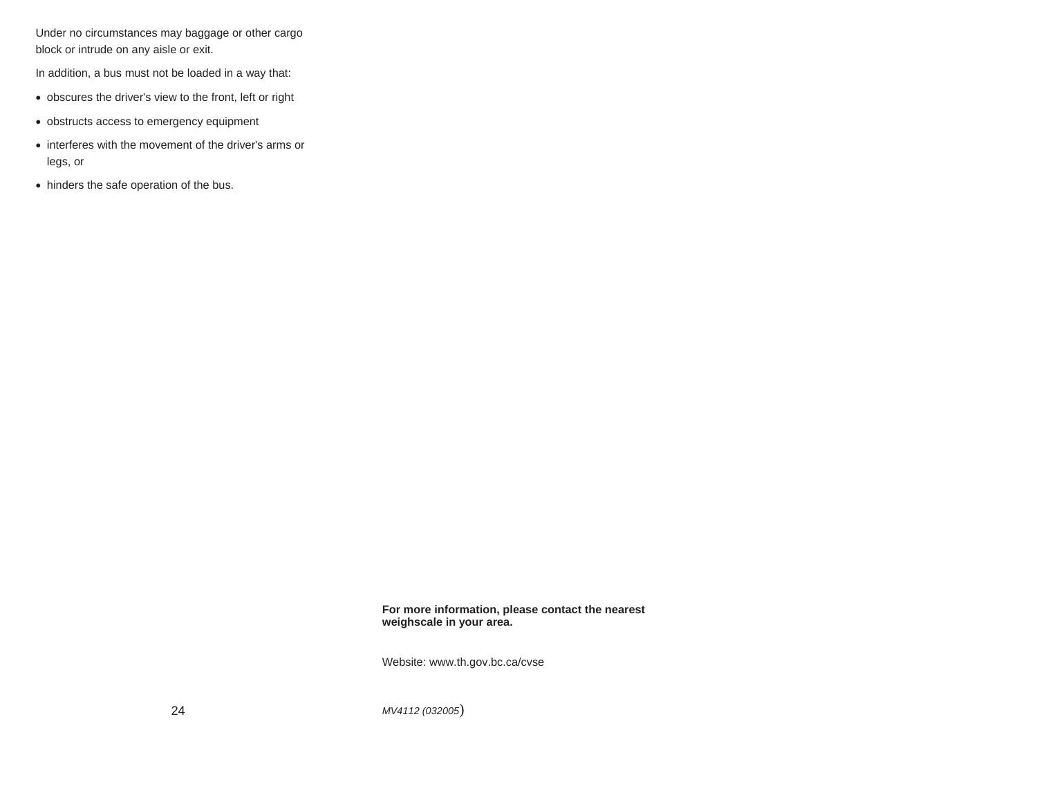Under no circumstances may baggage or other cargo block or intrude on any aisle or exit.

In addition, a bus must not be loaded in a way that:

- obscures the driver's view to the front, left or right
- obstructs access to emergency equipment
- interferes with the movement of the driver's arms or legs, or
- hinders the safe operation of the bus.

**For more information, please contact the nearest weighscale in your area.**

Website: www.th.gov.bc.ca/cvse

*MV4112 (032005*)